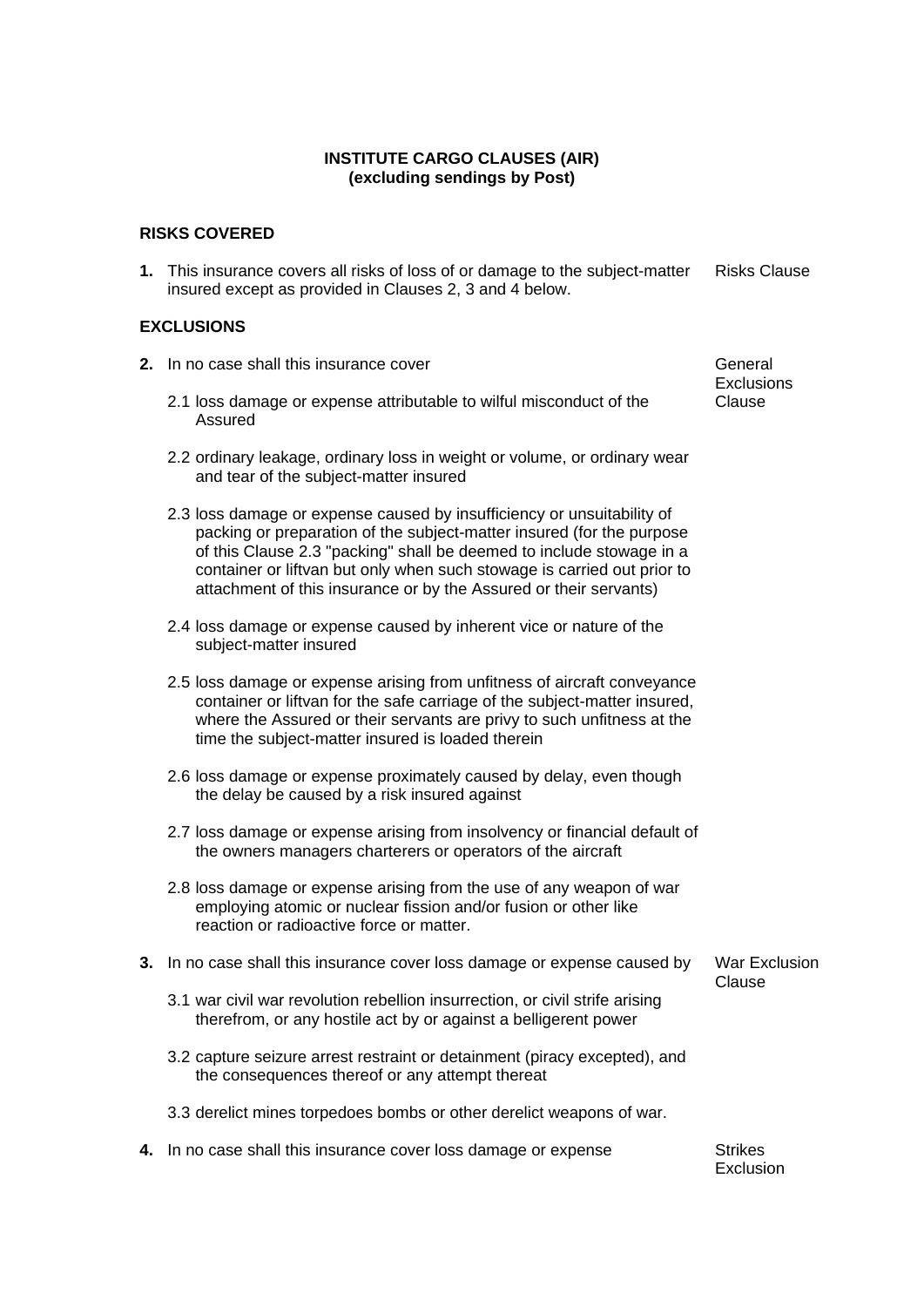**INSTITUTE CARGO CLAUSES (AIR)**
**(excluding sendings by Post)**

**RISKS COVERED**

**1.** This insurance covers all risks of loss of or damage to the subject-matter insured except as provided in Clauses 2, 3 and 4 below. — *Risks Clause*

**EXCLUSIONS**

**2.** In no case shall this insurance cover — *General Exclusions Clause*

2.1 loss damage or expense attributable to wilful misconduct of the Assured

2.2 ordinary leakage, ordinary loss in weight or volume, or ordinary wear and tear of the subject-matter insured

2.3 loss damage or expense caused by insufficiency or unsuitability of packing or preparation of the subject-matter insured (for the purpose of this Clause 2.3 "packing" shall be deemed to include stowage in a container or liftvan but only when such stowage is carried out prior to attachment of this insurance or by the Assured or their servants)

2.4 loss damage or expense caused by inherent vice or nature of the subject-matter insured

2.5 loss damage or expense arising from unfitness of aircraft conveyance container or liftvan for the safe carriage of the subject-matter insured, where the Assured or their servants are privy to such unfitness at the time the subject-matter insured is loaded therein

2.6 loss damage or expense proximately caused by delay, even though the delay be caused by a risk insured against

2.7 loss damage or expense arising from insolvency or financial default of the owners managers charterers or operators of the aircraft

2.8 loss damage or expense arising from the use of any weapon of war employing atomic or nuclear fission and/or fusion or other like reaction or radioactive force or matter.

**3.** In no case shall this insurance cover loss damage or expense caused by — *War Exclusion Clause*

3.1 war civil war revolution rebellion insurrection, or civil strife arising therefrom, or any hostile act by or against a belligerent power

3.2 capture seizure arrest restraint or detainment (piracy excepted), and the consequences thereof or any attempt thereat

3.3 derelict mines torpedoes bombs or other derelict weapons of war.

**4.** In no case shall this insurance cover loss damage or expense — *Strikes Exclusion*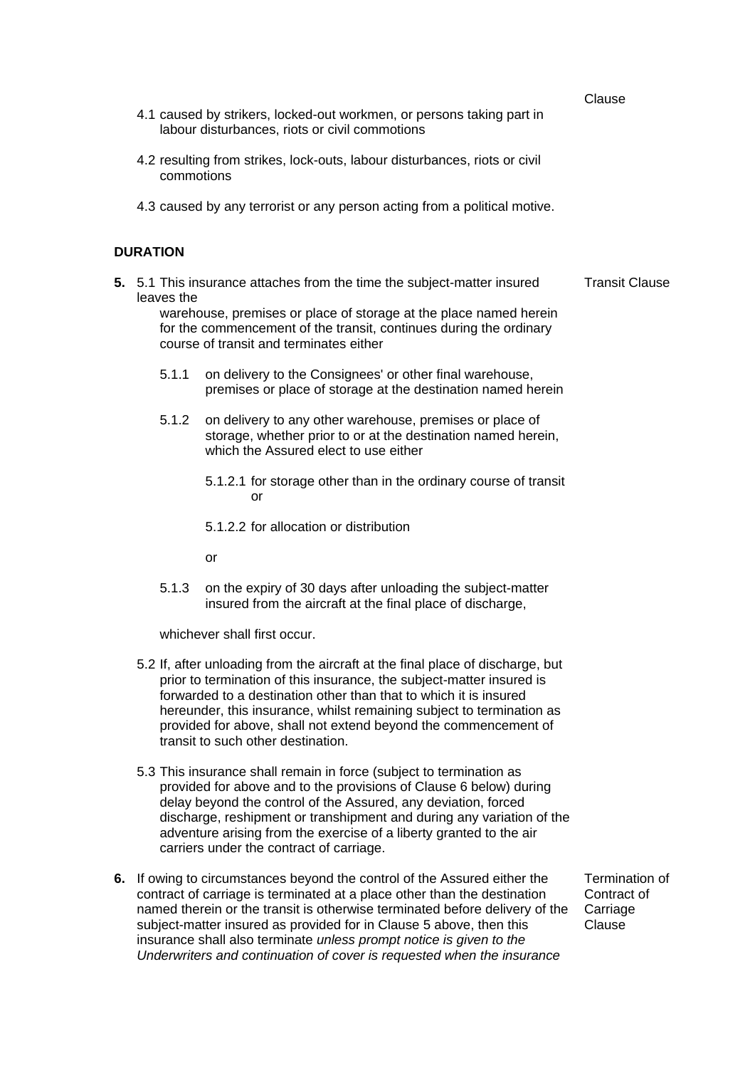Clause

4.1 caused by strikers, locked-out workmen, or persons taking part in labour disturbances, riots or civil commotions

4.2 resulting from strikes, lock-outs, labour disturbances, riots or civil commotions

4.3 caused by any terrorist or any person acting from a political motive.

**DURATION**

**5.** 5.1 This insurance attaches from the time the subject-matter insured leaves the warehouse, premises or place of storage at the place named herein for the commencement of the transit, continues during the ordinary course of transit and terminates either — Transit Clause

5.1.1 on delivery to the Consignees' or other final warehouse, premises or place of storage at the destination named herein

5.1.2 on delivery to any other warehouse, premises or place of storage, whether prior to or at the destination named herein, which the Assured elect to use either

5.1.2.1 for storage other than in the ordinary course of transit or

5.1.2.2 for allocation or distribution

or

5.1.3 on the expiry of 30 days after unloading the subject-matter insured from the aircraft at the final place of discharge,

whichever shall first occur.

5.2 If, after unloading from the aircraft at the final place of discharge, but prior to termination of this insurance, the subject-matter insured is forwarded to a destination other than that to which it is insured hereunder, this insurance, whilst remaining subject to termination as provided for above, shall not extend beyond the commencement of transit to such other destination.

5.3 This insurance shall remain in force (subject to termination as provided for above and to the provisions of Clause 6 below) during delay beyond the control of the Assured, any deviation, forced discharge, reshipment or transhipment and during any variation of the adventure arising from the exercise of a liberty granted to the air carriers under the contract of carriage.

**6.** If owing to circumstances beyond the control of the Assured either the contract of carriage is terminated at a place other than the destination named therein or the transit is otherwise terminated before delivery of the subject-matter insured as provided for in Clause 5 above, then this insurance shall also terminate *unless prompt notice is given to the Underwriters and continuation of cover is requested when the insurance* — Termination of Contract of Carriage Clause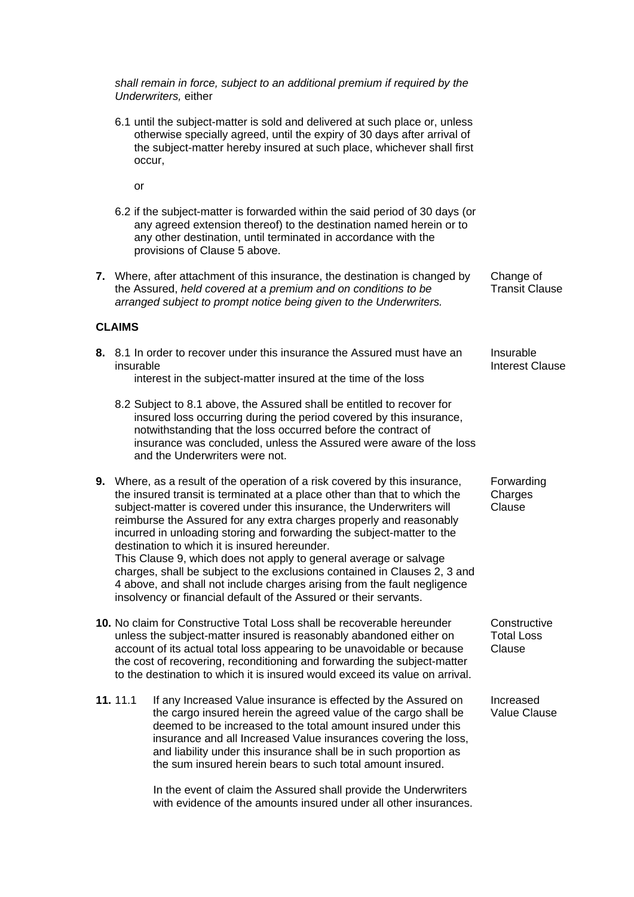*shall remain in force, subject to an additional premium if required by the Underwriters,* either

6.1 until the subject-matter is sold and delivered at such place or, unless otherwise specially agreed, until the expiry of 30 days after arrival of the subject-matter hereby insured at such place, whichever shall first occur,

or

6.2 if the subject-matter is forwarded within the said period of 30 days (or any agreed extension thereof) to the destination named herein or to any other destination, until terminated in accordance with the provisions of Clause 5 above.

**7.** Where, after attachment of this insurance, the destination is changed by the Assured, *held covered at a premium and on conditions to be arranged subject to prompt notice being given to the Underwriters.* — Change of Transit Clause

**CLAIMS**

**8.** 8.1 In order to recover under this insurance the Assured must have an insurable interest in the subject-matter insured at the time of the loss — Insurable Interest Clause

8.2 Subject to 8.1 above, the Assured shall be entitled to recover for insured loss occurring during the period covered by this insurance, notwithstanding that the loss occurred before the contract of insurance was concluded, unless the Assured were aware of the loss and the Underwriters were not.

**9.** Where, as a result of the operation of a risk covered by this insurance, the insured transit is terminated at a place other than that to which the subject-matter is covered under this insurance, the Underwriters will reimburse the Assured for any extra charges properly and reasonably incurred in unloading storing and forwarding the subject-matter to the destination to which it is insured hereunder.
This Clause 9, which does not apply to general average or salvage charges, shall be subject to the exclusions contained in Clauses 2, 3 and 4 above, and shall not include charges arising from the fault negligence insolvency or financial default of the Assured or their servants. — Forwarding Charges Clause

**10.** No claim for Constructive Total Loss shall be recoverable hereunder unless the subject-matter insured is reasonably abandoned either on account of its actual total loss appearing to be unavoidable or because the cost of recovering, reconditioning and forwarding the subject-matter to the destination to which it is insured would exceed its value on arrival. — Constructive Total Loss Clause

**11.** 11.1 If any Increased Value insurance is effected by the Assured on the cargo insured herein the agreed value of the cargo shall be deemed to be increased to the total amount insured under this insurance and all Increased Value insurances covering the loss, and liability under this insurance shall be in such proportion as the sum insured herein bears to such total amount insured. — Increased Value Clause

In the event of claim the Assured shall provide the Underwriters with evidence of the amounts insured under all other insurances.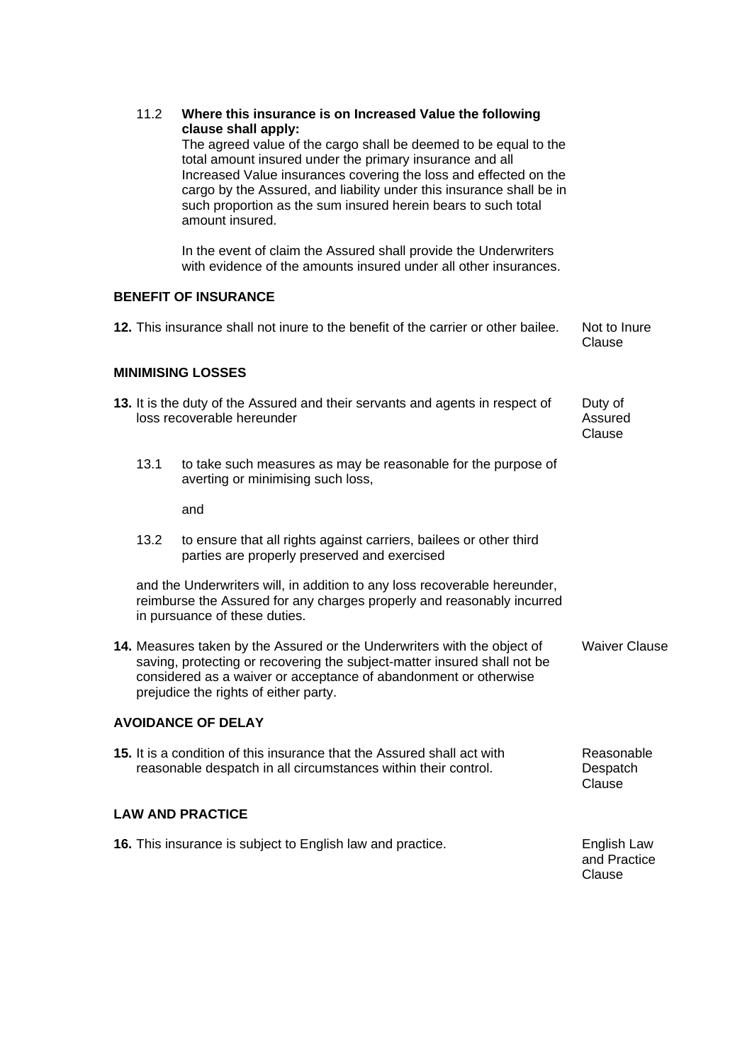11.2 **Where this insurance is on Increased Value the following clause shall apply:**
The agreed value of the cargo shall be deemed to be equal to the total amount insured under the primary insurance and all Increased Value insurances covering the loss and effected on the cargo by the Assured, and liability under this insurance shall be in such proportion as the sum insured herein bears to such total amount insured.

In the event of claim the Assured shall provide the Underwriters with evidence of the amounts insured under all other insurances.

**BENEFIT OF INSURANCE**

**12.** This insurance shall not inure to the benefit of the carrier or other bailee. — Not to Inure Clause

**MINIMISING LOSSES**

**13.** It is the duty of the Assured and their servants and agents in respect of loss recoverable hereunder — Duty of Assured Clause

13.1 to take such measures as may be reasonable for the purpose of averting or minimising such loss,

and

13.2 to ensure that all rights against carriers, bailees or other third parties are properly preserved and exercised

and the Underwriters will, in addition to any loss recoverable hereunder, reimburse the Assured for any charges properly and reasonably incurred in pursuance of these duties.

**14.** Measures taken by the Assured or the Underwriters with the object of saving, protecting or recovering the subject-matter insured shall not be considered as a waiver or acceptance of abandonment or otherwise prejudice the rights of either party. — Waiver Clause

**AVOIDANCE OF DELAY**

**15.** It is a condition of this insurance that the Assured shall act with reasonable despatch in all circumstances within their control. — Reasonable Despatch Clause

**LAW AND PRACTICE**

**16.** This insurance is subject to English law and practice. — English Law and Practice Clause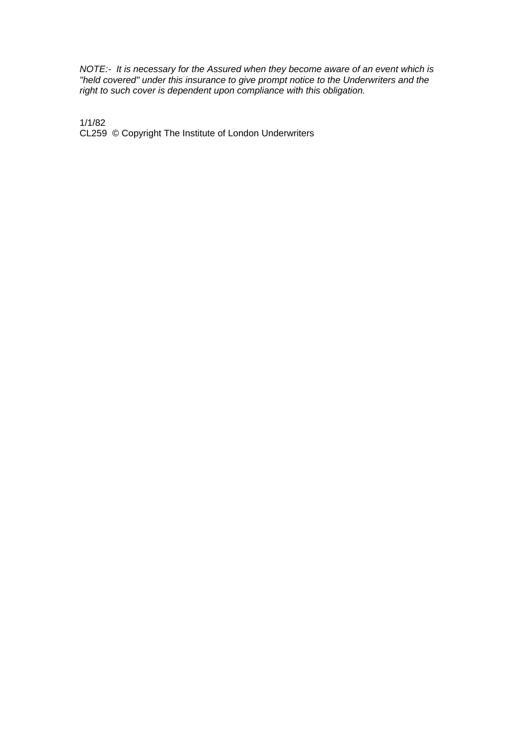*NOTE:- It is necessary for the Assured when they become aware of an event which is "held covered" under this insurance to give prompt notice to the Underwriters and the right to such cover is dependent upon compliance with this obligation.*

1/1/82
CL259 © Copyright The Institute of London Underwriters